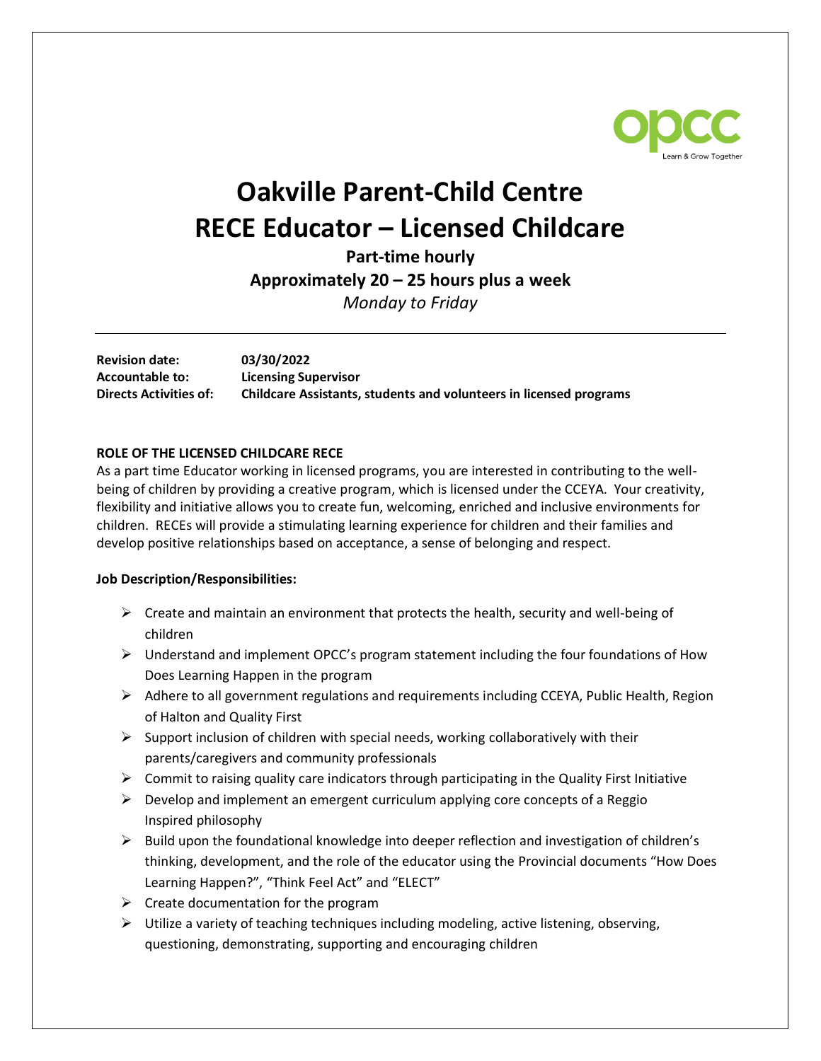opcc
Learn & Grow Together

# Oakville Parent-Child Centre
# RECE Educator – Licensed Childcare

**Part-time hourly**

**Approximately 20 – 25 hours plus a week**

*Monday to Friday*

---

**Revision date:** **03/30/2022**
**Accountable to:** **Licensing Supervisor**
**Directs Activities of:** **Childcare Assistants, students and volunteers in licensed programs**

**ROLE OF THE LICENSED CHILDCARE RECE**

As a part time Educator working in licensed programs, you are interested in contributing to the well-being of children by providing a creative program, which is licensed under the CCEYA. Your creativity, flexibility and initiative allows you to create fun, welcoming, enriched and inclusive environments for children. RECEs will provide a stimulating learning experience for children and their families and develop positive relationships based on acceptance, a sense of belonging and respect.

**Job Description/Responsibilities:**

- Create and maintain an environment that protects the health, security and well-being of children
- Understand and implement OPCC's program statement including the four foundations of How Does Learning Happen in the program
- Adhere to all government regulations and requirements including CCEYA, Public Health, Region of Halton and Quality First
- Support inclusion of children with special needs, working collaboratively with their parents/caregivers and community professionals
- Commit to raising quality care indicators through participating in the Quality First Initiative
- Develop and implement an emergent curriculum applying core concepts of a Reggio Inspired philosophy
- Build upon the foundational knowledge into deeper reflection and investigation of children's thinking, development, and the role of the educator using the Provincial documents "How Does Learning Happen?", "Think Feel Act" and "ELECT"
- Create documentation for the program
- Utilize a variety of teaching techniques including modeling, active listening, observing, questioning, demonstrating, supporting and encouraging children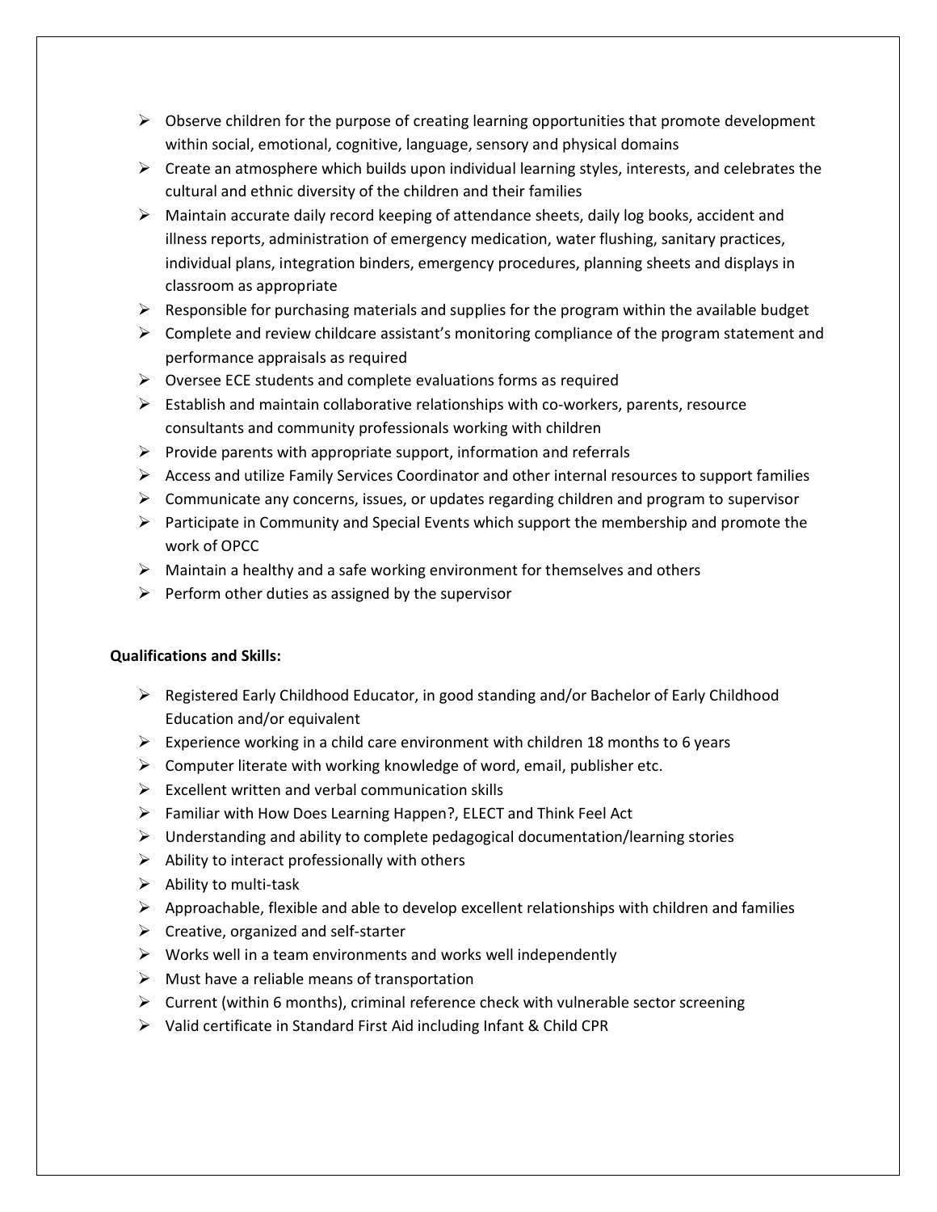- Observe children for the purpose of creating learning opportunities that promote development within social, emotional, cognitive, language, sensory and physical domains
- Create an atmosphere which builds upon individual learning styles, interests, and celebrates the cultural and ethnic diversity of the children and their families
- Maintain accurate daily record keeping of attendance sheets, daily log books, accident and illness reports, administration of emergency medication, water flushing, sanitary practices, individual plans, integration binders, emergency procedures, planning sheets and displays in classroom as appropriate
- Responsible for purchasing materials and supplies for the program within the available budget
- Complete and review childcare assistant's monitoring compliance of the program statement and performance appraisals as required
- Oversee ECE students and complete evaluations forms as required
- Establish and maintain collaborative relationships with co-workers, parents, resource consultants and community professionals working with children
- Provide parents with appropriate support, information and referrals
- Access and utilize Family Services Coordinator and other internal resources to support families
- Communicate any concerns, issues, or updates regarding children and program to supervisor
- Participate in Community and Special Events which support the membership and promote the work of OPCC
- Maintain a healthy and a safe working environment for themselves and others
- Perform other duties as assigned by the supervisor

**Qualifications and Skills:**

- Registered Early Childhood Educator, in good standing and/or Bachelor of Early Childhood Education and/or equivalent
- Experience working in a child care environment with children 18 months to 6 years
- Computer literate with working knowledge of word, email, publisher etc.
- Excellent written and verbal communication skills
- Familiar with How Does Learning Happen?, ELECT and Think Feel Act
- Understanding and ability to complete pedagogical documentation/learning stories
- Ability to interact professionally with others
- Ability to multi-task
- Approachable, flexible and able to develop excellent relationships with children and families
- Creative, organized and self-starter
- Works well in a team environments and works well independently
- Must have a reliable means of transportation
- Current (within 6 months), criminal reference check with vulnerable sector screening
- Valid certificate in Standard First Aid including Infant & Child CPR